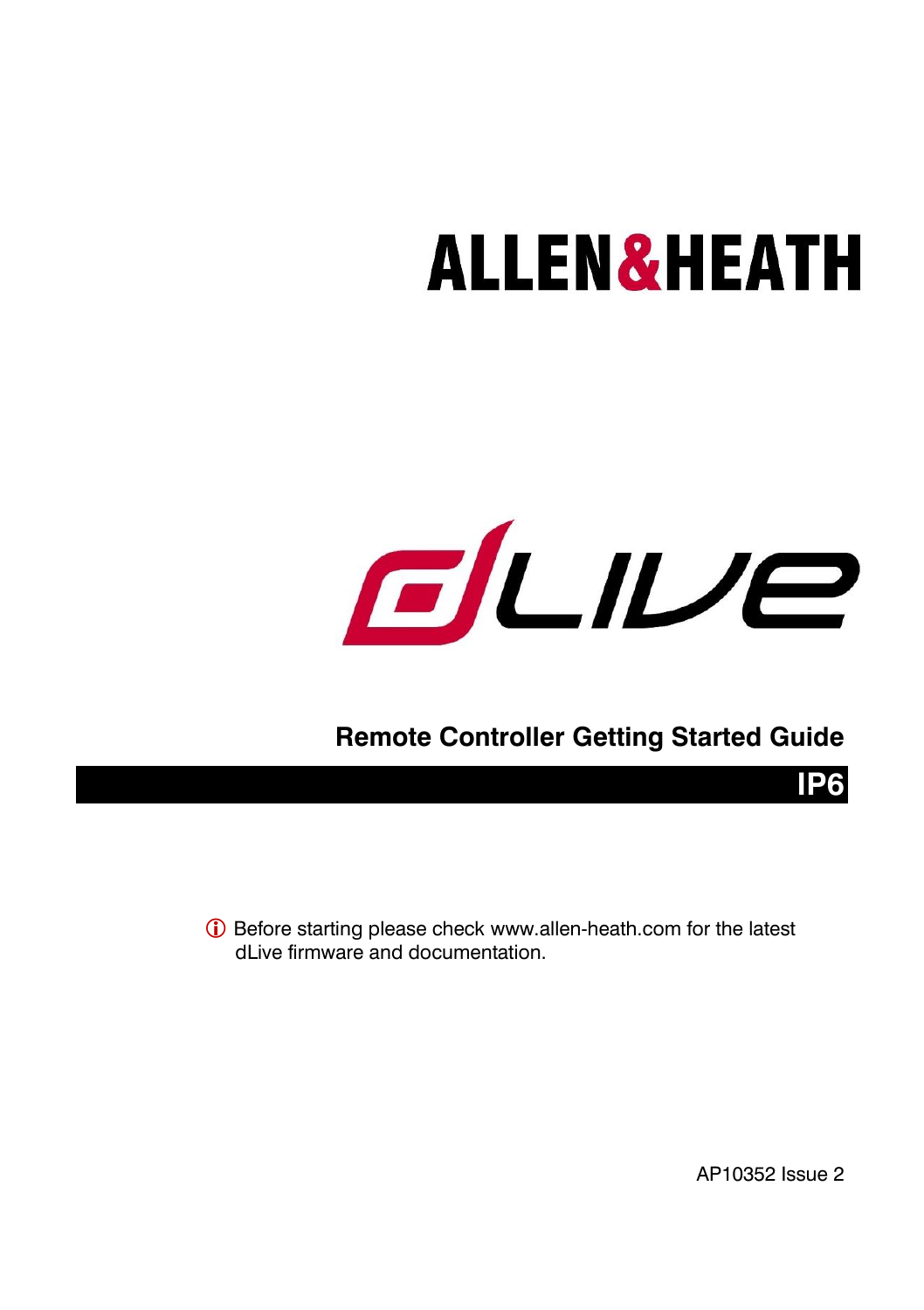# ALLEN&HEATH

# dLive

## Remote Controller Getting Started Guide

## IP6

ⓘ Before starting please check www.allen-heath.com for the latest dLive firmware and documentation.

AP10352 Issue 2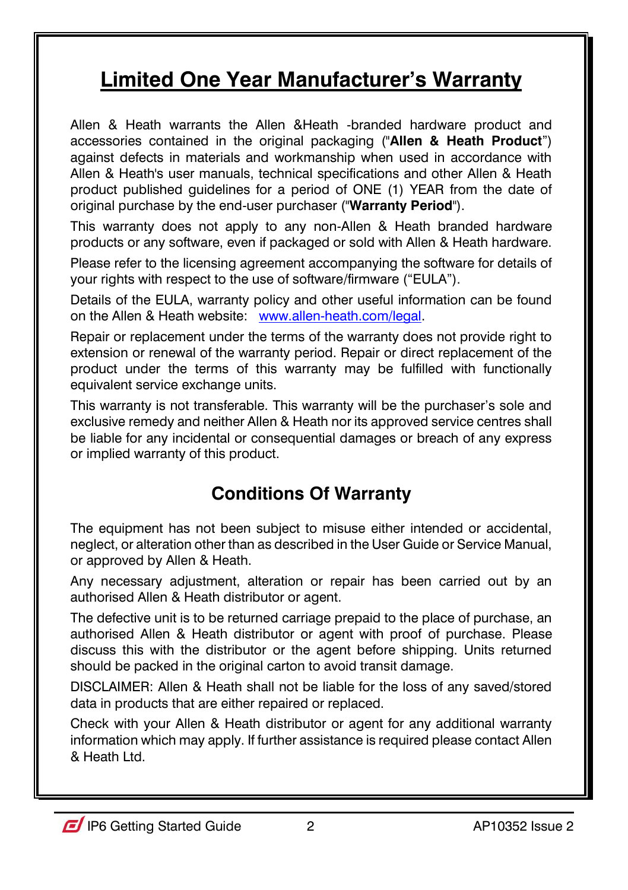# Limited One Year Manufacturer's Warranty

Allen & Heath warrants the Allen &Heath -branded hardware product and accessories contained in the original packaging ("**Allen & Heath Product**") against defects in materials and workmanship when used in accordance with Allen & Heath's user manuals, technical specifications and other Allen & Heath product published guidelines for a period of ONE (1) YEAR from the date of original purchase by the end-user purchaser ("**Warranty Period**").

This warranty does not apply to any non-Allen & Heath branded hardware products or any software, even if packaged or sold with Allen & Heath hardware.

Please refer to the licensing agreement accompanying the software for details of your rights with respect to the use of software/firmware ("EULA").

Details of the EULA, warranty policy and other useful information can be found on the Allen & Heath website: www.allen-heath.com/legal.

Repair or replacement under the terms of the warranty does not provide right to extension or renewal of the warranty period. Repair or direct replacement of the product under the terms of this warranty may be fulfilled with functionally equivalent service exchange units.

This warranty is not transferable. This warranty will be the purchaser's sole and exclusive remedy and neither Allen & Heath nor its approved service centres shall be liable for any incidental or consequential damages or breach of any express or implied warranty of this product.

## Conditions Of Warranty

The equipment has not been subject to misuse either intended or accidental, neglect, or alteration other than as described in the User Guide or Service Manual, or approved by Allen & Heath.

Any necessary adjustment, alteration or repair has been carried out by an authorised Allen & Heath distributor or agent.

The defective unit is to be returned carriage prepaid to the place of purchase, an authorised Allen & Heath distributor or agent with proof of purchase. Please discuss this with the distributor or the agent before shipping. Units returned should be packed in the original carton to avoid transit damage.

DISCLAIMER: Allen & Heath shall not be liable for the loss of any saved/stored data in products that are either repaired or replaced.

Check with your Allen & Heath distributor or agent for any additional warranty information which may apply. If further assistance is required please contact Allen & Heath Ltd.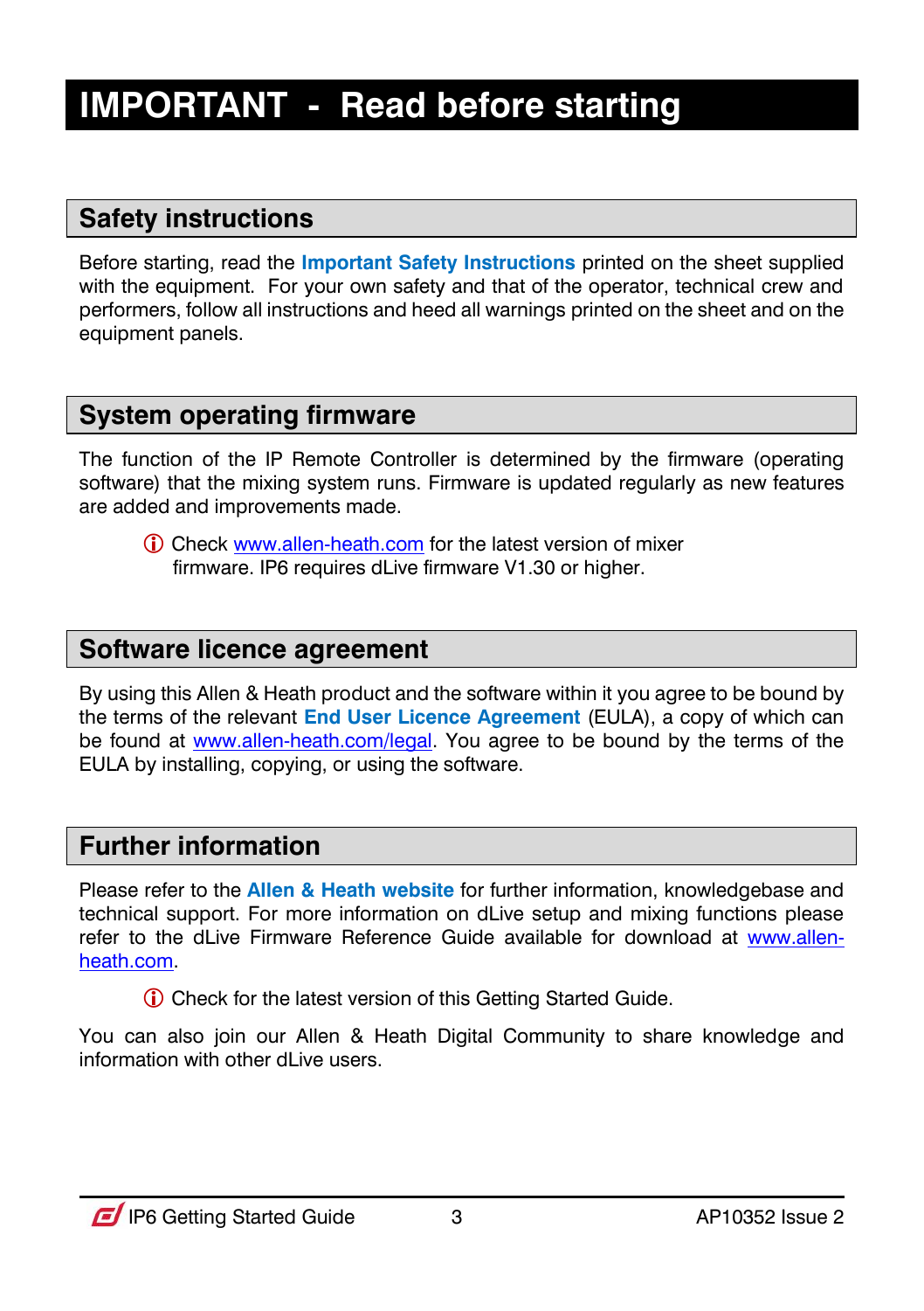# IMPORTANT - Read before starting

## Safety instructions

Before starting, read the **Important Safety Instructions** printed on the sheet supplied with the equipment. For your own safety and that of the operator, technical crew and performers, follow all instructions and heed all warnings printed on the sheet and on the equipment panels.

## System operating firmware

The function of the IP Remote Controller is determined by the firmware (operating software) that the mixing system runs. Firmware is updated regularly as new features are added and improvements made.

> ⓘ Check www.allen-heath.com for the latest version of mixer firmware. IP6 requires dLive firmware V1.30 or higher.

## Software licence agreement

By using this Allen & Heath product and the software within it you agree to be bound by the terms of the relevant **End User Licence Agreement** (EULA), a copy of which can be found at www.allen-heath.com/legal. You agree to be bound by the terms of the EULA by installing, copying, or using the software.

## Further information

Please refer to the **Allen & Heath website** for further information, knowledgebase and technical support. For more information on dLive setup and mixing functions please refer to the dLive Firmware Reference Guide available for download at www.allen-heath.com.

> ⓘ Check for the latest version of this Getting Started Guide.

You can also join our Allen & Heath Digital Community to share knowledge and information with other dLive users.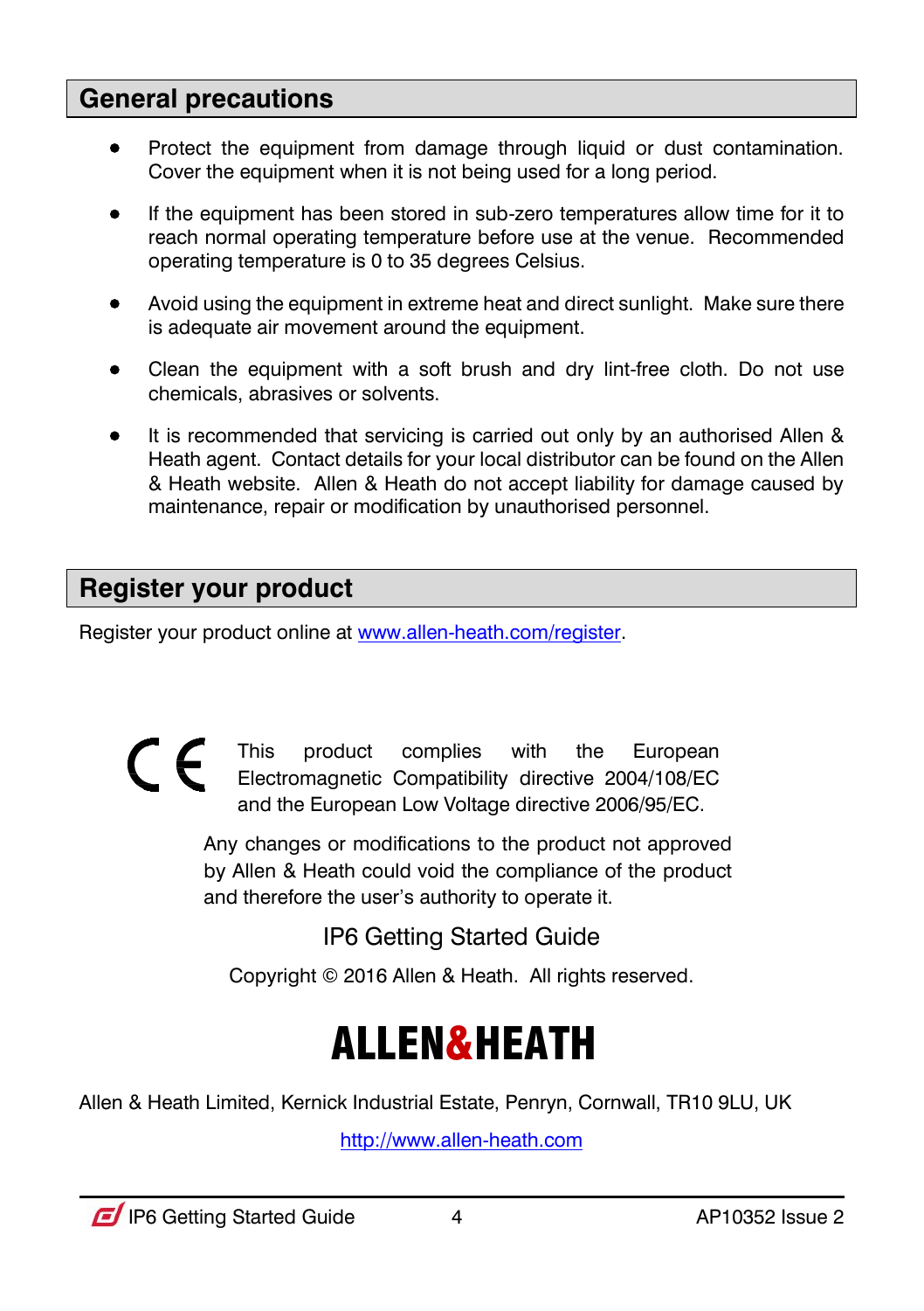## General precautions

- Protect the equipment from damage through liquid or dust contamination. Cover the equipment when it is not being used for a long period.
- If the equipment has been stored in sub-zero temperatures allow time for it to reach normal operating temperature before use at the venue. Recommended operating temperature is 0 to 35 degrees Celsius.
- Avoid using the equipment in extreme heat and direct sunlight. Make sure there is adequate air movement around the equipment.
- Clean the equipment with a soft brush and dry lint-free cloth. Do not use chemicals, abrasives or solvents.
- It is recommended that servicing is carried out only by an authorised Allen & Heath agent. Contact details for your local distributor can be found on the Allen & Heath website. Allen & Heath do not accept liability for damage caused by maintenance, repair or modification by unauthorised personnel.

## Register your product

Register your product online at [www.allen-heath.com/register](http://www.allen-heath.com/register).

CE This product complies with the European Electromagnetic Compatibility directive 2004/108/EC and the European Low Voltage directive 2006/95/EC.

Any changes or modifications to the product not approved by Allen & Heath could void the compliance of the product and therefore the user's authority to operate it.

IP6 Getting Started Guide

Copyright © 2016 Allen & Heath. All rights reserved.

**ALLEN&HEATH**

Allen & Heath Limited, Kernick Industrial Estate, Penryn, Cornwall, TR10 9LU, UK

[http://www.allen-heath.com](http://www.allen-heath.com)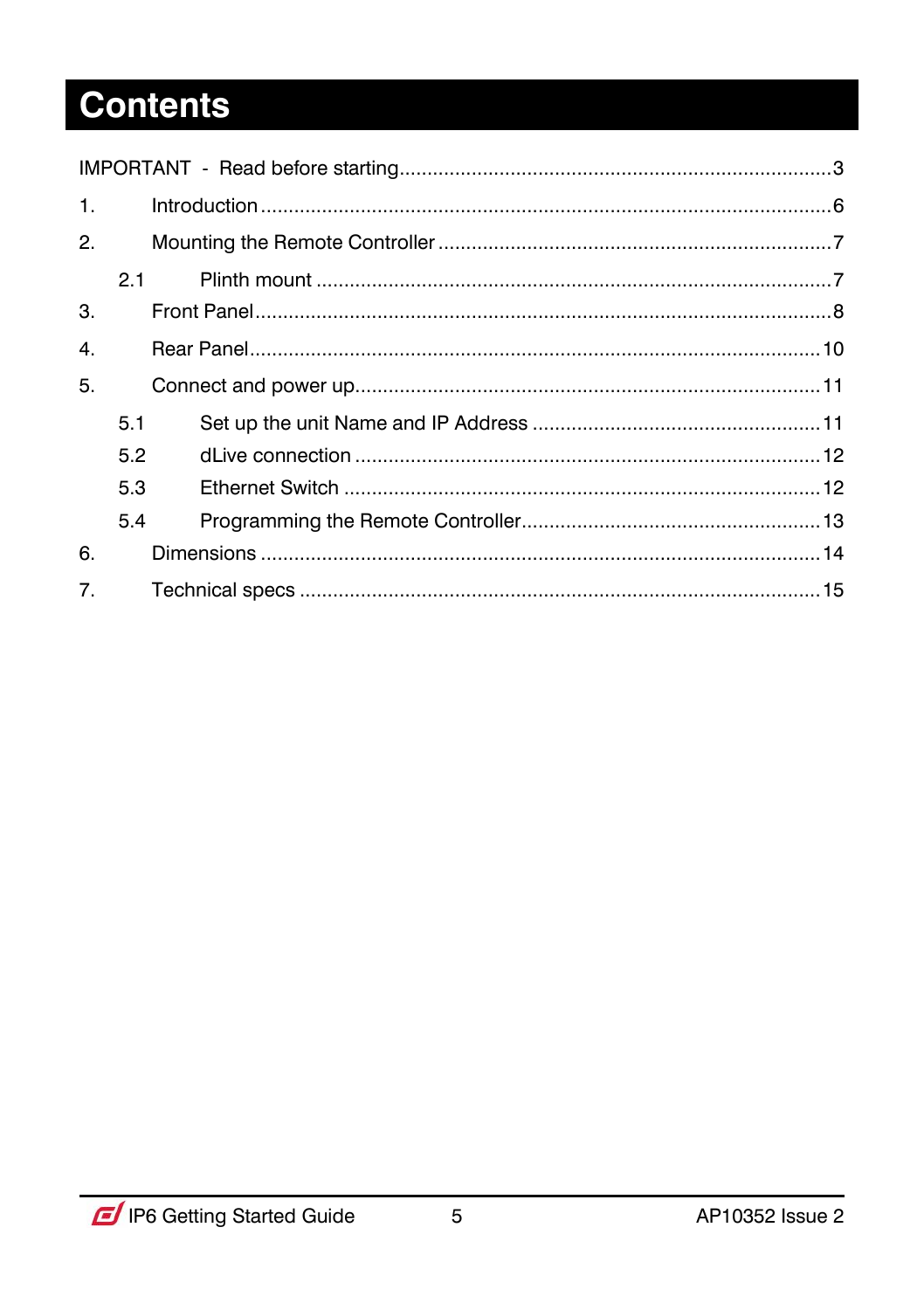# Contents

IMPORTANT - Read before starting ............................................................. 3

1. Introduction ............................................................. 6

2. Mounting the Remote Controller ............................................................. 7

   2.1 Plinth mount ............................................................. 7

3. Front Panel ............................................................. 8

4. Rear Panel ............................................................. 10

5. Connect and power up ............................................................. 11

   5.1 Set up the unit Name and IP Address ............................................................. 11

   5.2 dLive connection ............................................................. 12

   5.3 Ethernet Switch ............................................................. 12

   5.4 Programming the Remote Controller ............................................................. 13

6. Dimensions ............................................................. 14

7. Technical specs ............................................................. 15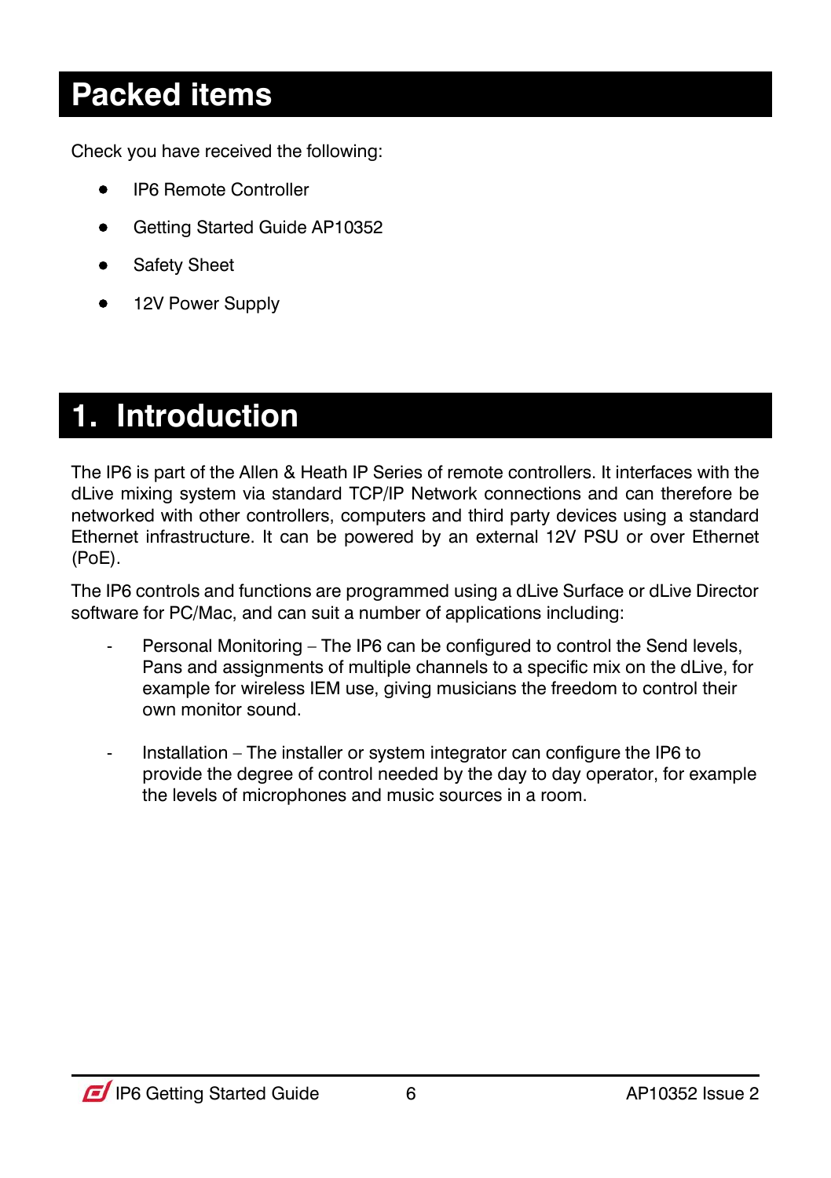# Packed items

Check you have received the following:

- IP6 Remote Controller
- Getting Started Guide AP10352
- Safety Sheet
- 12V Power Supply

# 1. Introduction

The IP6 is part of the Allen & Heath IP Series of remote controllers. It interfaces with the dLive mixing system via standard TCP/IP Network connections and can therefore be networked with other controllers, computers and third party devices using a standard Ethernet infrastructure. It can be powered by an external 12V PSU or over Ethernet (PoE).

The IP6 controls and functions are programmed using a dLive Surface or dLive Director software for PC/Mac, and can suit a number of applications including:

- Personal Monitoring – The IP6 can be configured to control the Send levels, Pans and assignments of multiple channels to a specific mix on the dLive, for example for wireless IEM use, giving musicians the freedom to control their own monitor sound.

- Installation – The installer or system integrator can configure the IP6 to provide the degree of control needed by the day to day operator, for example the levels of microphones and music sources in a room.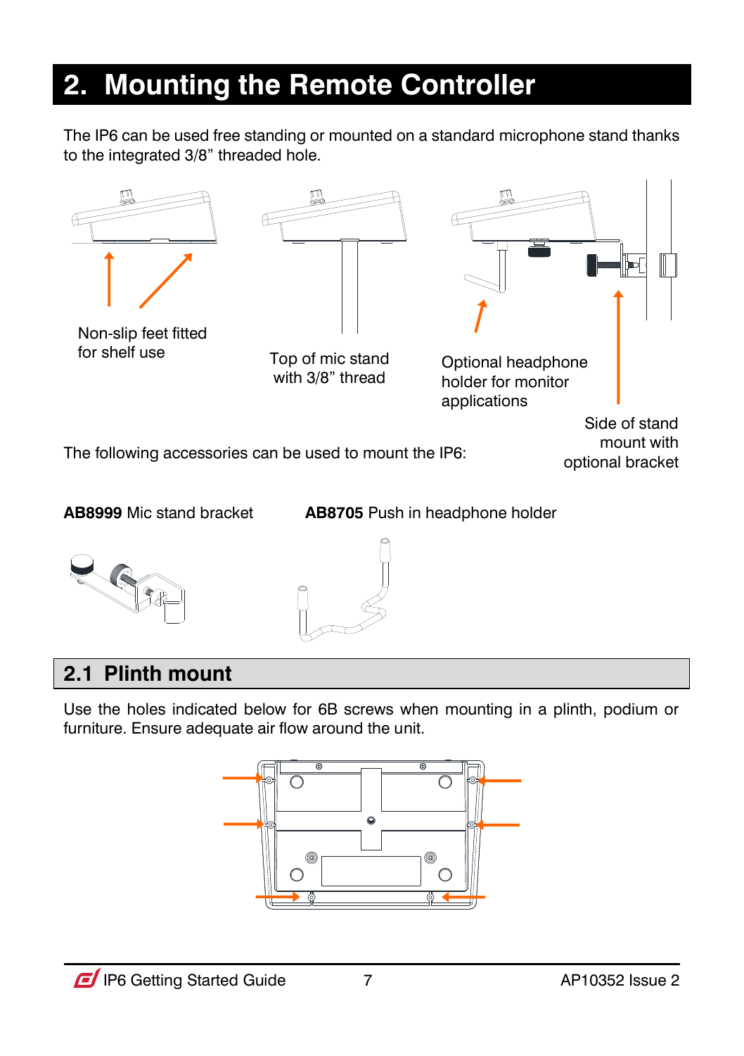# 2. Mounting the Remote Controller

The IP6 can be used free standing or mounted on a standard microphone stand thanks to the integrated 3/8" threaded hole.

Non-slip feet fitted for shelf use

Top of mic stand with 3/8" thread

Optional headphone holder for monitor applications

Side of stand mount with optional bracket

The following accessories can be used to mount the IP6:

**AB8999** Mic stand bracket

**AB8705** Push in headphone holder

## 2.1 Plinth mount

Use the holes indicated below for 6B screws when mounting in a plinth, podium or furniture. Ensure adequate air flow around the unit.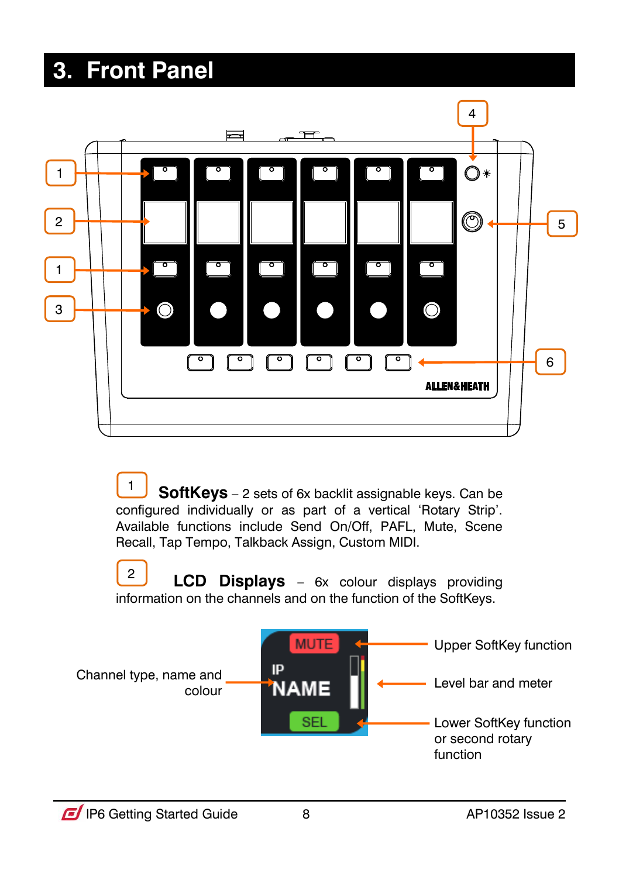# 3. Front Panel

1 **SoftKeys** – 2 sets of 6x backlit assignable keys. Can be configured individually or as part of a vertical 'Rotary Strip'. Available functions include Send On/Off, PAFL, Mute, Scene Recall, Tap Tempo, Talkback Assign, Custom MIDI.

2 **LCD Displays** – 6x colour displays providing information on the channels and on the function of the SoftKeys.

Channel type, name and colour

Upper SoftKey function

Level bar and meter

Lower SoftKey function or second rotary function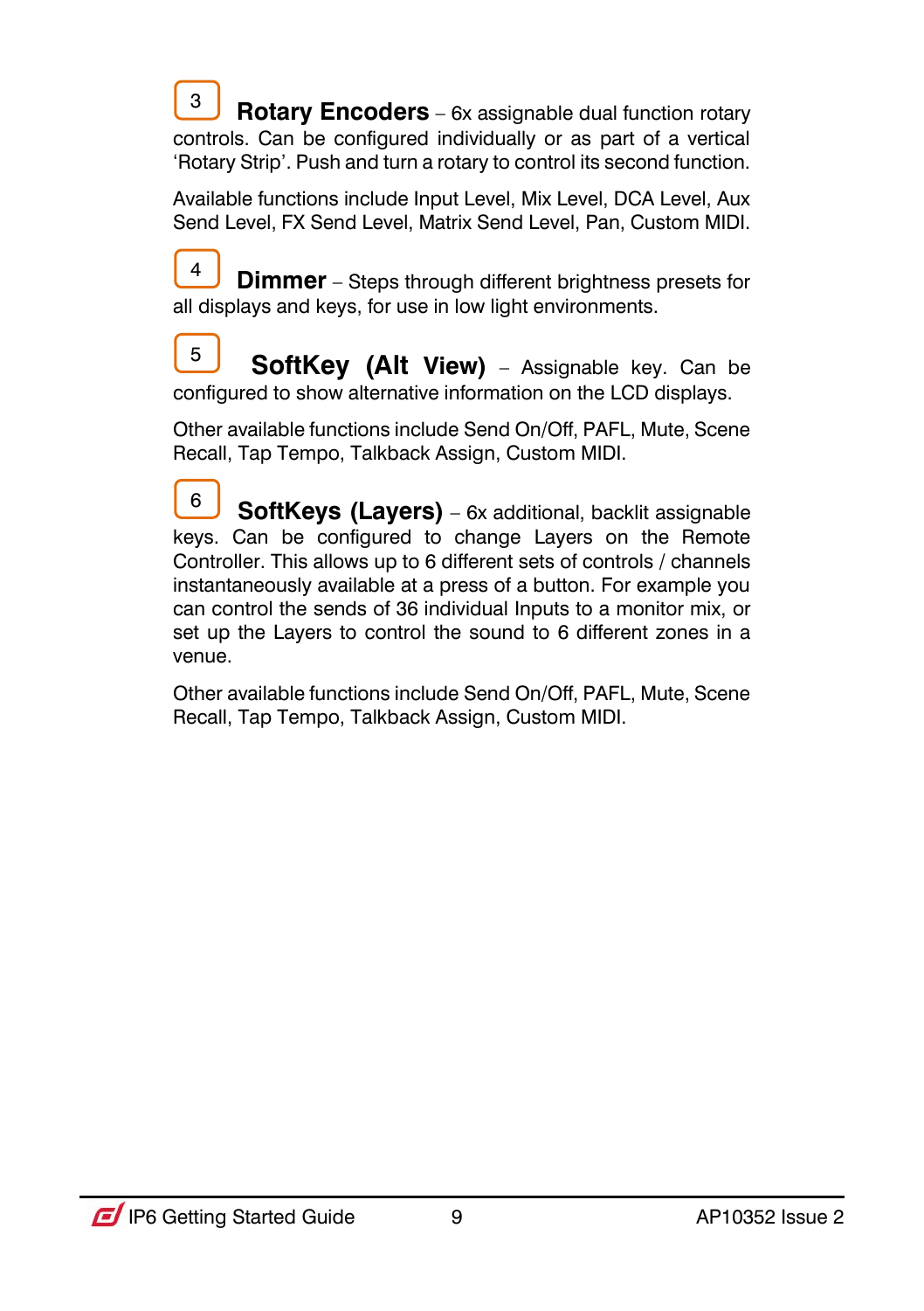3 **Rotary Encoders** – 6x assignable dual function rotary controls. Can be configured individually or as part of a vertical 'Rotary Strip'. Push and turn a rotary to control its second function.

Available functions include Input Level, Mix Level, DCA Level, Aux Send Level, FX Send Level, Matrix Send Level, Pan, Custom MIDI.

4 **Dimmer** – Steps through different brightness presets for all displays and keys, for use in low light environments.

5 **SoftKey (Alt View)** – Assignable key. Can be configured to show alternative information on the LCD displays.

Other available functions include Send On/Off, PAFL, Mute, Scene Recall, Tap Tempo, Talkback Assign, Custom MIDI.

6 **SoftKeys (Layers)** – 6x additional, backlit assignable keys. Can be configured to change Layers on the Remote Controller. This allows up to 6 different sets of controls / channels instantaneously available at a press of a button. For example you can control the sends of 36 individual Inputs to a monitor mix, or set up the Layers to control the sound to 6 different zones in a venue.

Other available functions include Send On/Off, PAFL, Mute, Scene Recall, Tap Tempo, Talkback Assign, Custom MIDI.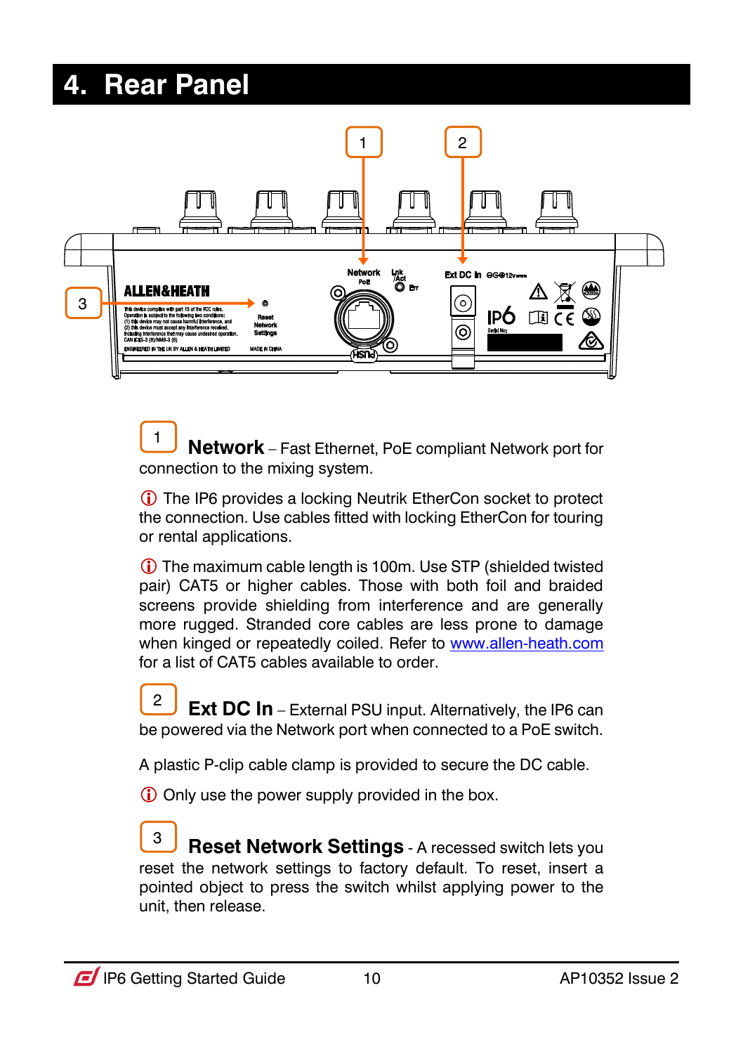# 4. Rear Panel

1 **Network** – Fast Ethernet, PoE compliant Network port for connection to the mixing system.

ⓘ The IP6 provides a locking Neutrik EtherCon socket to protect the connection. Use cables fitted with locking EtherCon for touring or rental applications.

ⓘ The maximum cable length is 100m. Use STP (shielded twisted pair) CAT5 or higher cables. Those with both foil and braided screens provide shielding from interference and are generally more rugged. Stranded core cables are less prone to damage when kinged or repeatedly coiled. Refer to www.allen-heath.com for a list of CAT5 cables available to order.

2 **Ext DC In** – External PSU input. Alternatively, the IP6 can be powered via the Network port when connected to a PoE switch.

A plastic P-clip cable clamp is provided to secure the DC cable.

ⓘ Only use the power supply provided in the box.

3 **Reset Network Settings** - A recessed switch lets you reset the network settings to factory default. To reset, insert a pointed object to press the switch whilst applying power to the unit, then release.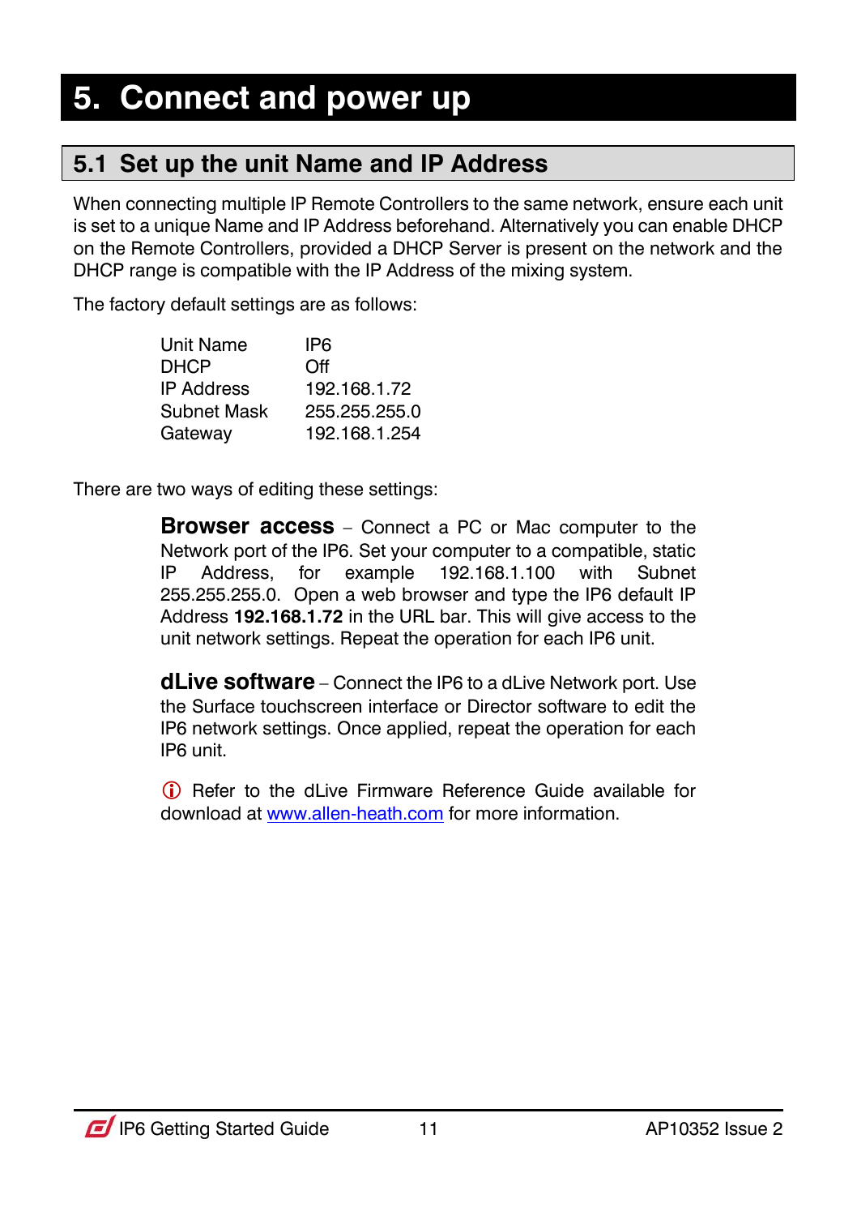# 5. Connect and power up

## 5.1 Set up the unit Name and IP Address

When connecting multiple IP Remote Controllers to the same network, ensure each unit is set to a unique Name and IP Address beforehand. Alternatively you can enable DHCP on the Remote Controllers, provided a DHCP Server is present on the network and the DHCP range is compatible with the IP Address of the mixing system.

The factory default settings are as follows:

| | |
|---|---|
| Unit Name | IP6 |
| DHCP | Off |
| IP Address | 192.168.1.72 |
| Subnet Mask | 255.255.255.0 |
| Gateway | 192.168.1.254 |

There are two ways of editing these settings:

**Browser access** – Connect a PC or Mac computer to the Network port of the IP6. Set your computer to a compatible, static IP Address, for example 192.168.1.100 with Subnet 255.255.255.0. Open a web browser and type the IP6 default IP Address **192.168.1.72** in the URL bar. This will give access to the unit network settings. Repeat the operation for each IP6 unit.

**dLive software** – Connect the IP6 to a dLive Network port. Use the Surface touchscreen interface or Director software to edit the IP6 network settings. Once applied, repeat the operation for each IP6 unit.

ⓘ Refer to the dLive Firmware Reference Guide available for download at www.allen-heath.com for more information.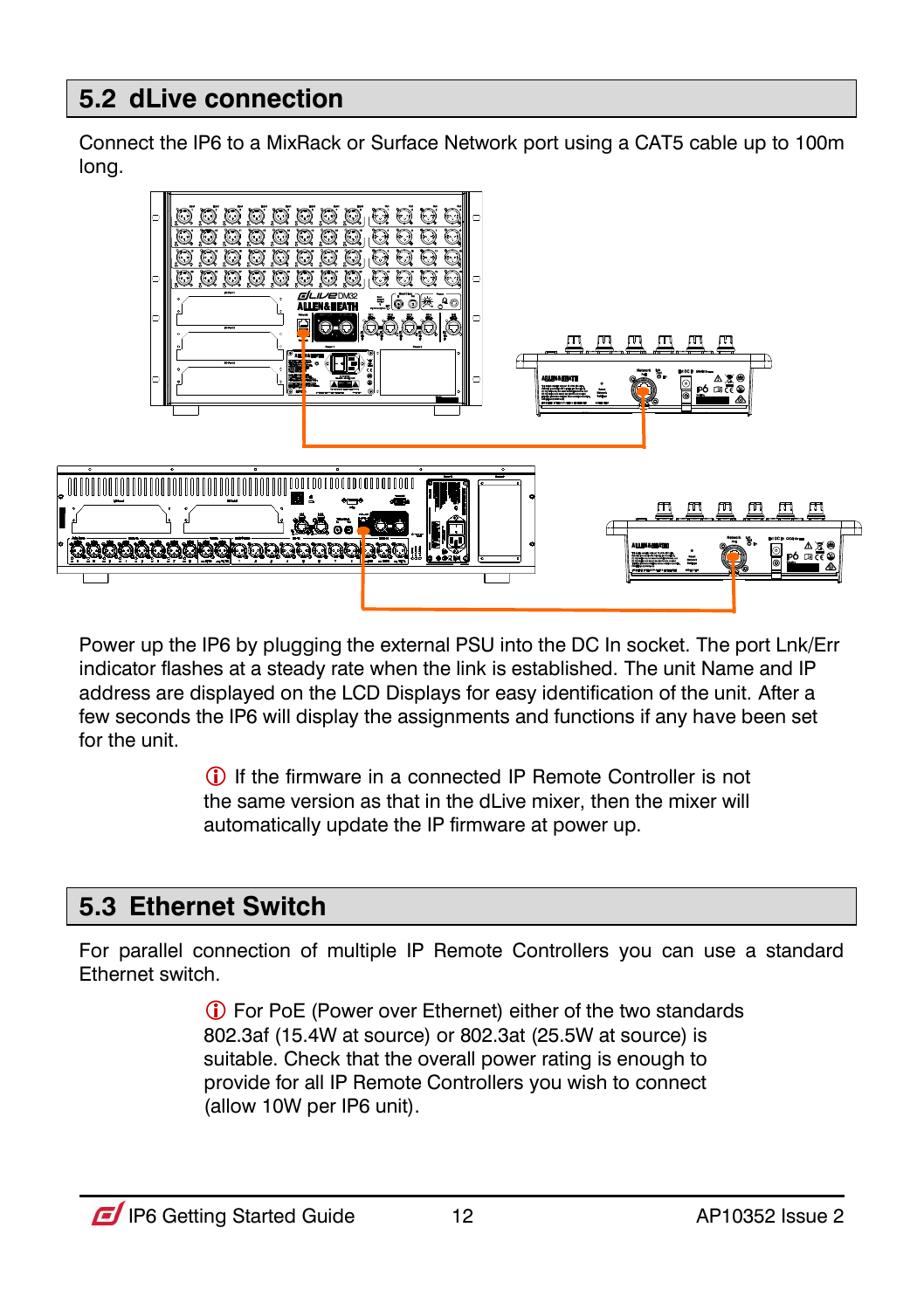## 5.2 dLive connection

Connect the IP6 to a MixRack or Surface Network port using a CAT5 cable up to 100m long.

Power up the IP6 by plugging the external PSU into the DC In socket. The port Lnk/Err indicator flashes at a steady rate when the link is established. The unit Name and IP address are displayed on the LCD Displays for easy identification of the unit. After a few seconds the IP6 will display the assignments and functions if any have been set for the unit.

ⓘ If the firmware in a connected IP Remote Controller is not the same version as that in the dLive mixer, then the mixer will automatically update the IP firmware at power up.

## 5.3 Ethernet Switch

For parallel connection of multiple IP Remote Controllers you can use a standard Ethernet switch.

ⓘ For PoE (Power over Ethernet) either of the two standards 802.3af (15.4W at source) or 802.3at (25.5W at source) is suitable. Check that the overall power rating is enough to provide for all IP Remote Controllers you wish to connect (allow 10W per IP6 unit).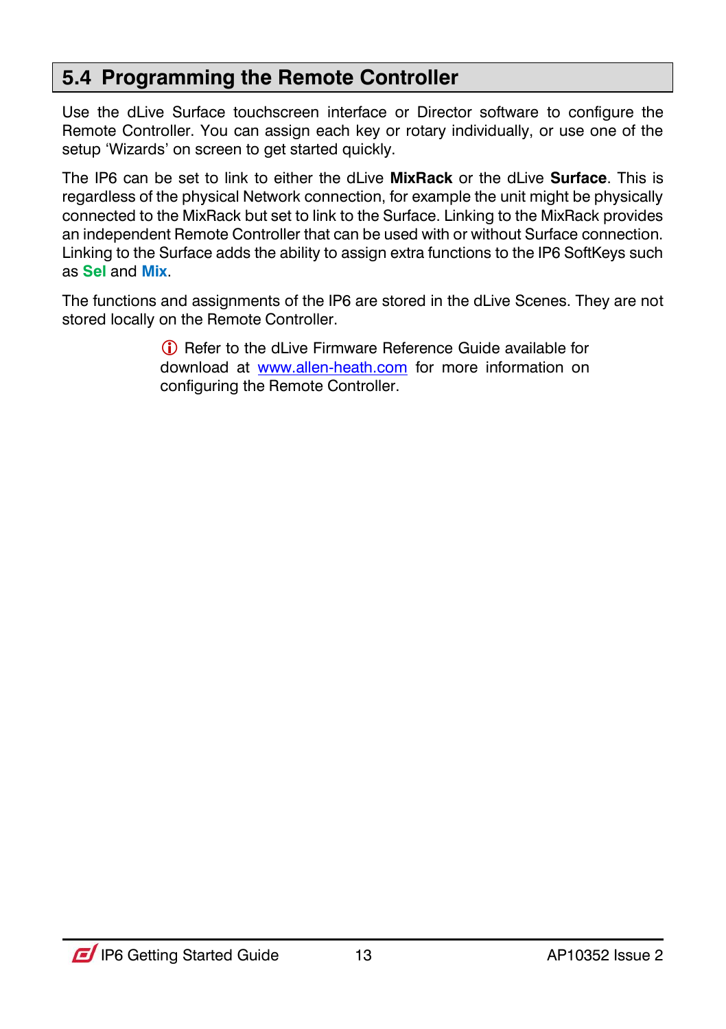## 5.4 Programming the Remote Controller

Use the dLive Surface touchscreen interface or Director software to configure the Remote Controller. You can assign each key or rotary individually, or use one of the setup 'Wizards' on screen to get started quickly.

The IP6 can be set to link to either the dLive **MixRack** or the dLive **Surface**. This is regardless of the physical Network connection, for example the unit might be physically connected to the MixRack but set to link to the Surface. Linking to the MixRack provides an independent Remote Controller that can be used with or without Surface connection. Linking to the Surface adds the ability to assign extra functions to the IP6 SoftKeys such as **Sel** and **Mix**.

The functions and assignments of the IP6 are stored in the dLive Scenes. They are not stored locally on the Remote Controller.

> ⓘ Refer to the dLive Firmware Reference Guide available for download at [www.allen-heath.com](http://www.allen-heath.com) for more information on configuring the Remote Controller.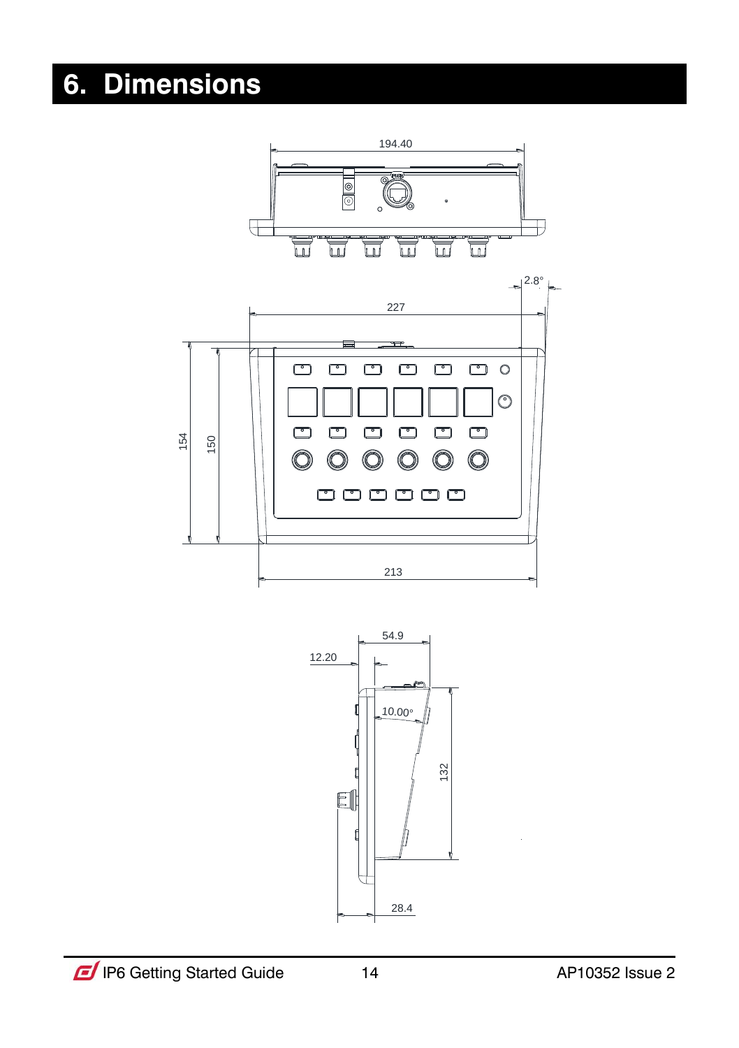# 6. Dimensions

194.40

2.8°

227

154

150

213

54.9

12.20

10.00°

132

28.4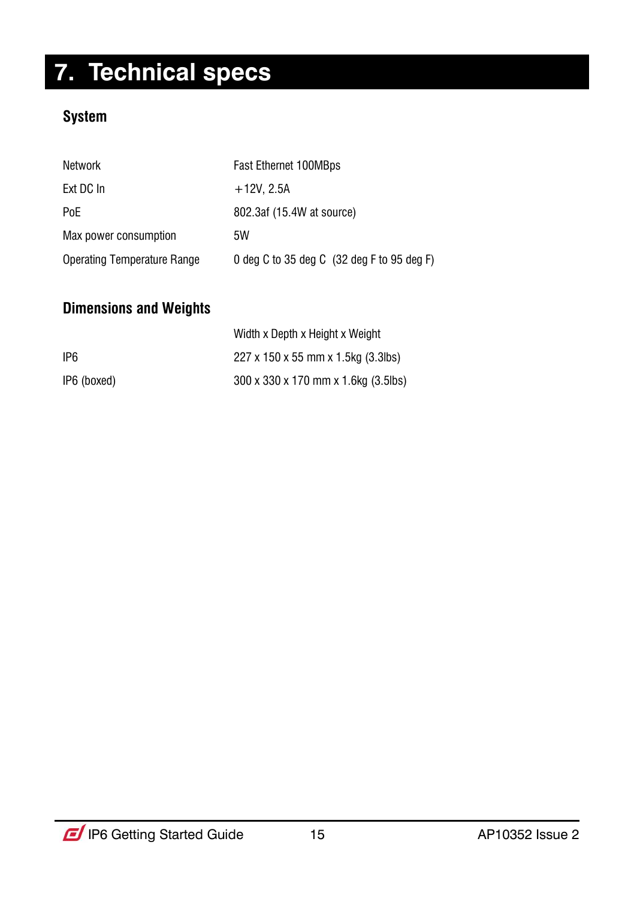# 7. Technical specs

## System

| | |
|---|---|
| Network | Fast Ethernet 100MBps |
| Ext DC In | +12V, 2.5A |
| PoE | 802.3af (15.4W at source) |
| Max power consumption | 5W |
| Operating Temperature Range | 0 deg C to 35 deg C (32 deg F to 95 deg F) |

## Dimensions and Weights

| | Width x Depth x Height x Weight |
|---|---|
| IP6 | 227 x 150 x 55 mm x 1.5kg (3.3lbs) |
| IP6 (boxed) | 300 x 330 x 170 mm x 1.6kg (3.5lbs) |